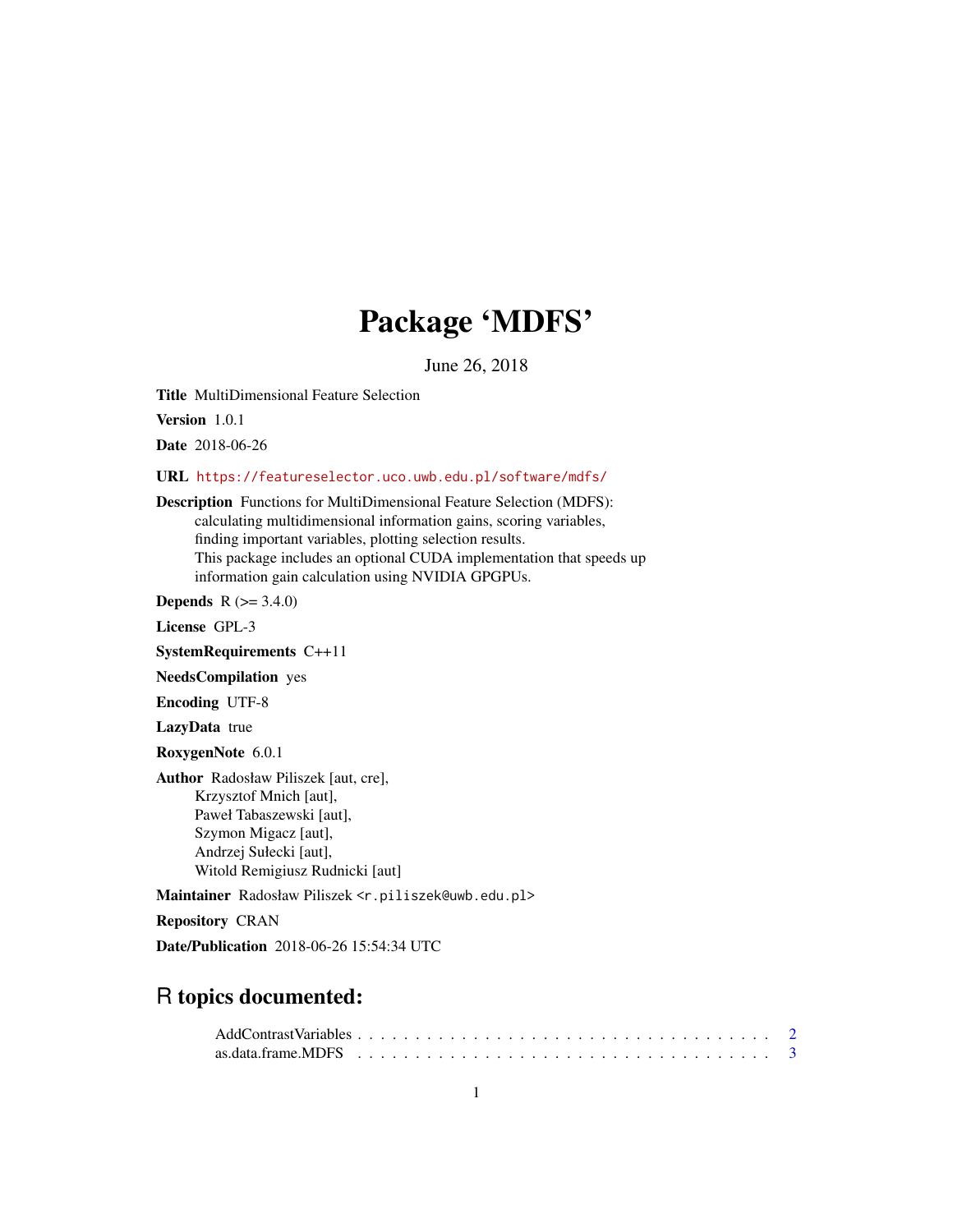# Package 'MDFS'

June 26, 2018

**Title** MultiDimensional Feature Selection

**Version** 1.0.1

**Date** 2018-06-26

**URL** https://featureselector.uco.uwb.edu.pl/software/mdfs/

**Description** Functions for MultiDimensional Feature Selection (MDFS): calculating multidimensional information gains, scoring variables, finding important variables, plotting selection results. This package includes an optional CUDA implementation that speeds up information gain calculation using NVIDIA GPGPUs.

**Depends** R (>= 3.4.0)

**License** GPL-3

**SystemRequirements** C++11

**NeedsCompilation** yes

**Encoding** UTF-8

**LazyData** true

**RoxygenNote** 6.0.1

**Author** Radosław Piliszek [aut, cre], Krzysztof Mnich [aut], Paweł Tabaszewski [aut], Szymon Migacz [aut], Andrzej Sułecki [aut], Witold Remigiusz Rudnicki [aut]

**Maintainer** Radosław Piliszek <r.piliszek@uwb.edu.pl>

**Repository** CRAN

**Date/Publication** 2018-06-26 15:54:34 UTC

## R topics documented:

AddContrastVariables . . . . . . . . . . . . . . . . . . . . . . . . . . . . . . . . . . . . . . 2
as.data.frame.MDFS . . . . . . . . . . . . . . . . . . . . . . . . . . . . . . . . . . . . . . 3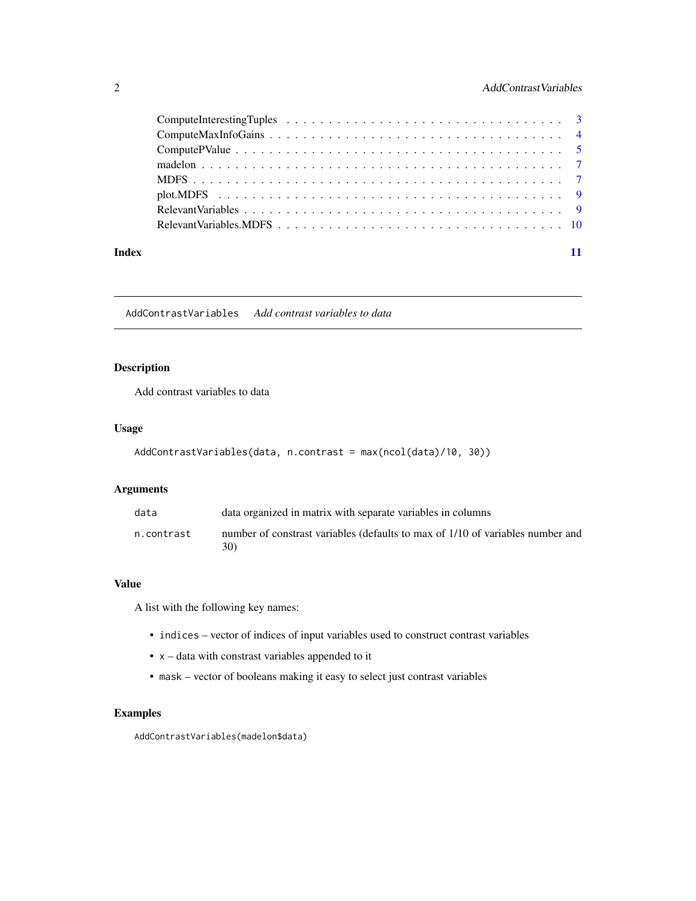| | |
|---|---|
| ComputeInterestingTuples | 3 |
| ComputeMaxInfoGains | 4 |
| ComputePValue | 5 |
| madelon | 7 |
| MDFS | 7 |
| plot.MDFS | 9 |
| RelevantVariables | 9 |
| RelevantVariables.MDFS | 10 |

**Index** **11**

---

## AddContrastVariables *Add contrast variables to data*

### Description

Add contrast variables to data

### Usage

```
AddContrastVariables(data, n.contrast = max(ncol(data)/10, 30))
```

### Arguments

| | |
|---|---|
| data | data organized in matrix with separate variables in columns |
| n.contrast | number of constrast variables (defaults to max of 1/10 of variables number and 30) |

### Value

A list with the following key names:

- `indices` – vector of indices of input variables used to construct contrast variables
- `x` – data with constrast variables appended to it
- `mask` – vector of booleans making it easy to select just contrast variables

### Examples

```
AddContrastVariables(madelon$data)
```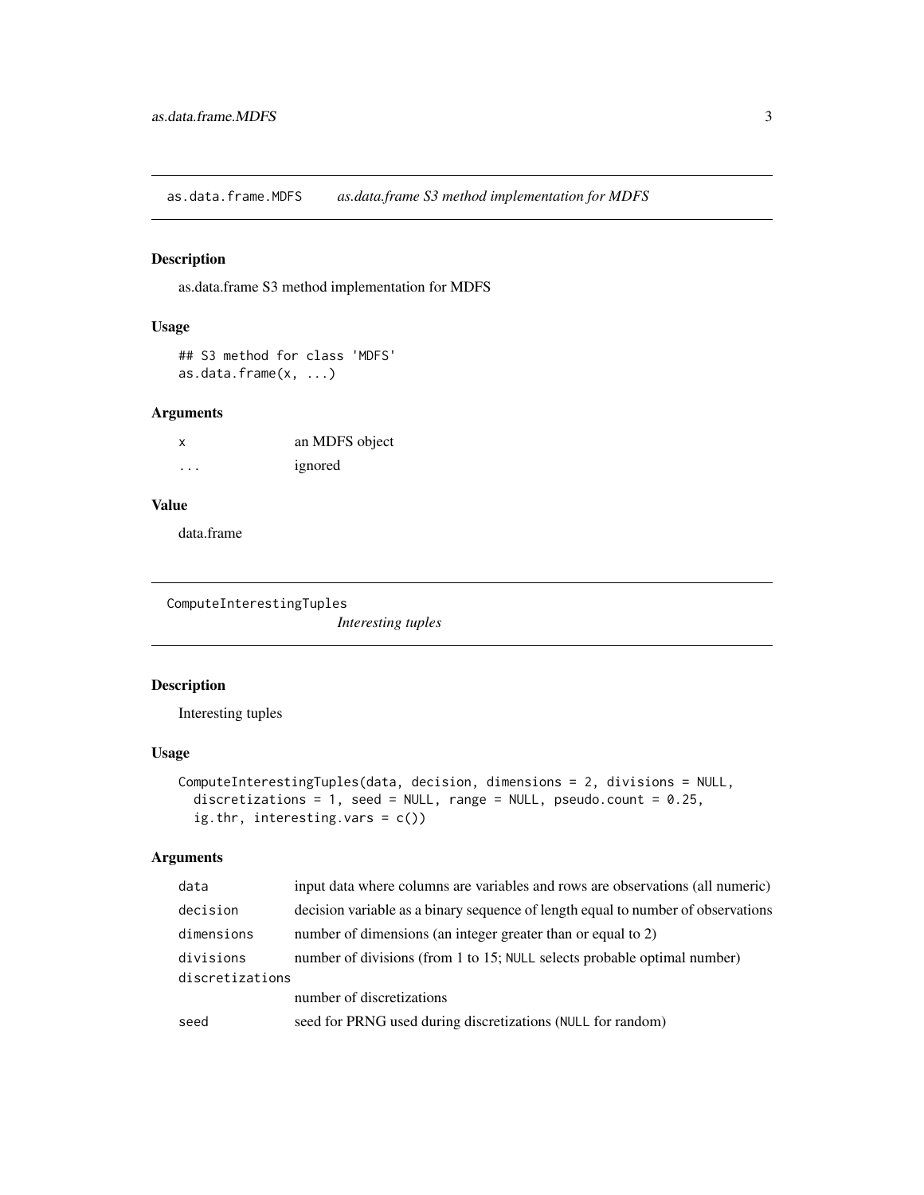## as.data.frame.MDFS — *as.data.frame S3 method implementation for MDFS*

### Description

as.data.frame S3 method implementation for MDFS

### Usage

```
## S3 method for class 'MDFS'
as.data.frame(x, ...)
```

### Arguments

| | |
|---|---|
| `x` | an MDFS object |
| `...` | ignored |

### Value

data.frame

## ComputeInterestingTuples — *Interesting tuples*

### Description

Interesting tuples

### Usage

```
ComputeInterestingTuples(data, decision, dimensions = 2, divisions = NULL,
  discretizations = 1, seed = NULL, range = NULL, pseudo.count = 0.25,
  ig.thr, interesting.vars = c())
```

### Arguments

| | |
|---|---|
| `data` | input data where columns are variables and rows are observations (all numeric) |
| `decision` | decision variable as a binary sequence of length equal to number of observations |
| `dimensions` | number of dimensions (an integer greater than or equal to 2) |
| `divisions` | number of divisions (from 1 to 15; `NULL` selects probable optimal number) |
| `discretizations` | number of discretizations |
| `seed` | seed for PRNG used during discretizations (`NULL` for random) |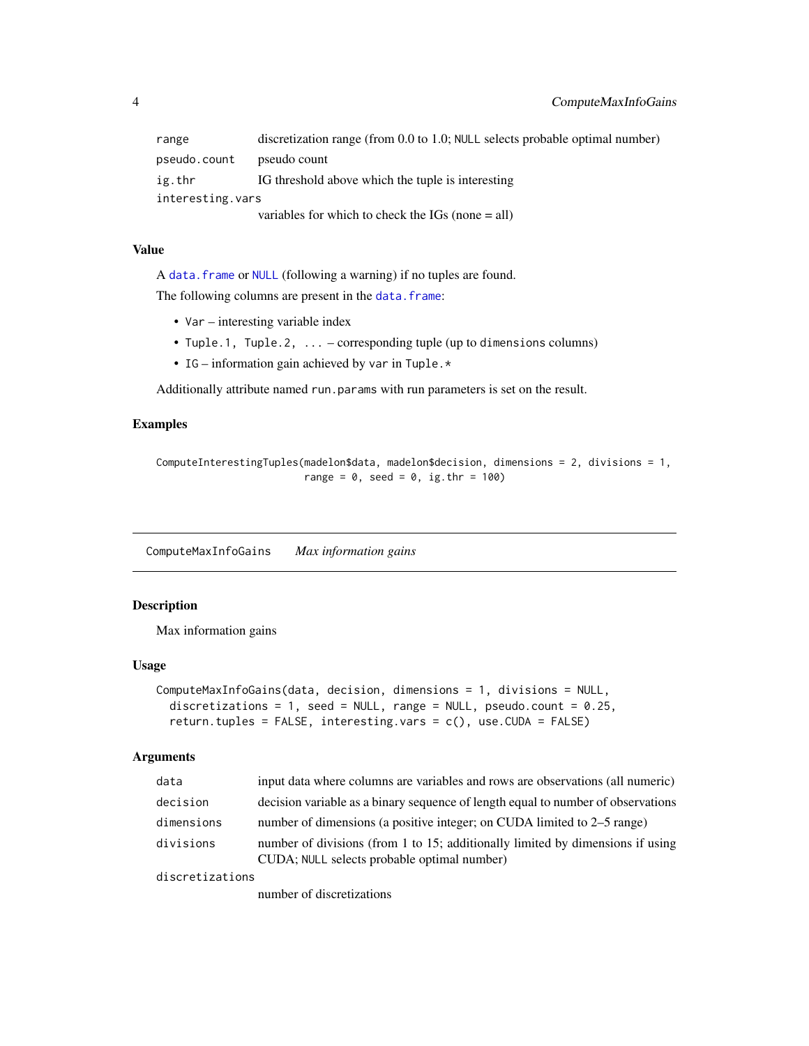| | |
|---|---|
| range | discretization range (from 0.0 to 1.0; NULL selects probable optimal number) |
| pseudo.count | pseudo count |
| ig.thr | IG threshold above which the tuple is interesting |
| interesting.vars | variables for which to check the IGs (none = all) |

### Value

A data.frame or NULL (following a warning) if no tuples are found.

The following columns are present in the data.frame:

- Var – interesting variable index
- Tuple.1, Tuple.2, ... – corresponding tuple (up to dimensions columns)
- IG – information gain achieved by var in Tuple.*

Additionally attribute named run.params with run parameters is set on the result.

### Examples

```
ComputeInterestingTuples(madelon$data, madelon$decision, dimensions = 2, divisions = 1,
                          range = 0, seed = 0, ig.thr = 100)
```

---

## ComputeMaxInfoGains    *Max information gains*

---

### Description

Max information gains

### Usage

```
ComputeMaxInfoGains(data, decision, dimensions = 1, divisions = NULL,
  discretizations = 1, seed = NULL, range = NULL, pseudo.count = 0.25,
  return.tuples = FALSE, interesting.vars = c(), use.CUDA = FALSE)
```

### Arguments

| | |
|---|---|
| data | input data where columns are variables and rows are observations (all numeric) |
| decision | decision variable as a binary sequence of length equal to number of observations |
| dimensions | number of dimensions (a positive integer; on CUDA limited to 2–5 range) |
| divisions | number of divisions (from 1 to 15; additionally limited by dimensions if using CUDA; NULL selects probable optimal number) |
| discretizations | number of discretizations |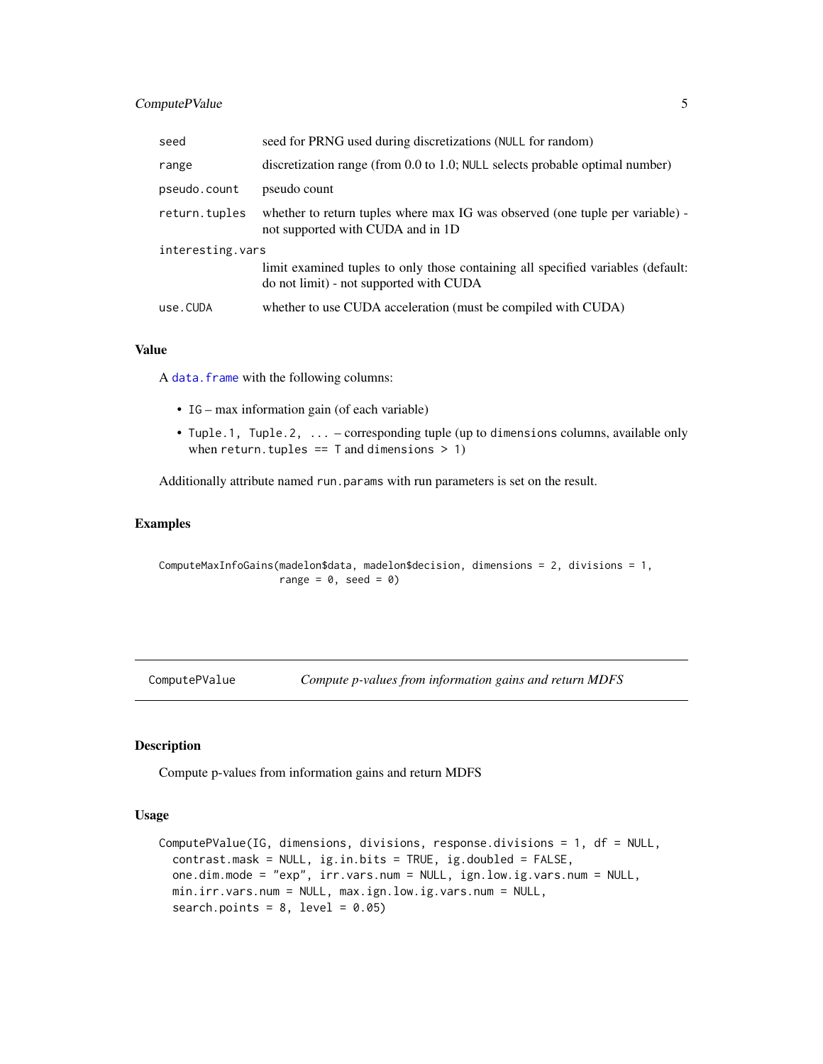| | |
|---|---|
| `seed` | seed for PRNG used during discretizations (`NULL` for random) |
| `range` | discretization range (from 0.0 to 1.0; `NULL` selects probable optimal number) |
| `pseudo.count` | pseudo count |
| `return.tuples` | whether to return tuples where max IG was observed (one tuple per variable) - not supported with CUDA and in 1D |
| `interesting.vars` | limit examined tuples to only those containing all specified variables (default: do not limit) - not supported with CUDA |
| `use.CUDA` | whether to use CUDA acceleration (must be compiled with CUDA) |

### Value

A `data.frame` with the following columns:

- `IG` – max information gain (of each variable)
- `Tuple.1, Tuple.2, ...` – corresponding tuple (up to `dimensions` columns, available only when `return.tuples == T` and `dimensions > 1`)

Additionally attribute named `run.params` with run parameters is set on the result.

### Examples

```
ComputeMaxInfoGains(madelon$data, madelon$decision, dimensions = 2, divisions = 1,
                    range = 0, seed = 0)
```

---

## ComputePValue — *Compute p-values from information gains and return MDFS*

---

### Description

Compute p-values from information gains and return MDFS

### Usage

```
ComputePValue(IG, dimensions, divisions, response.divisions = 1, df = NULL,
  contrast.mask = NULL, ig.in.bits = TRUE, ig.doubled = FALSE,
  one.dim.mode = "exp", irr.vars.num = NULL, ign.low.ig.vars.num = NULL,
  min.irr.vars.num = NULL, max.ign.low.ig.vars.num = NULL,
  search.points = 8, level = 0.05)
```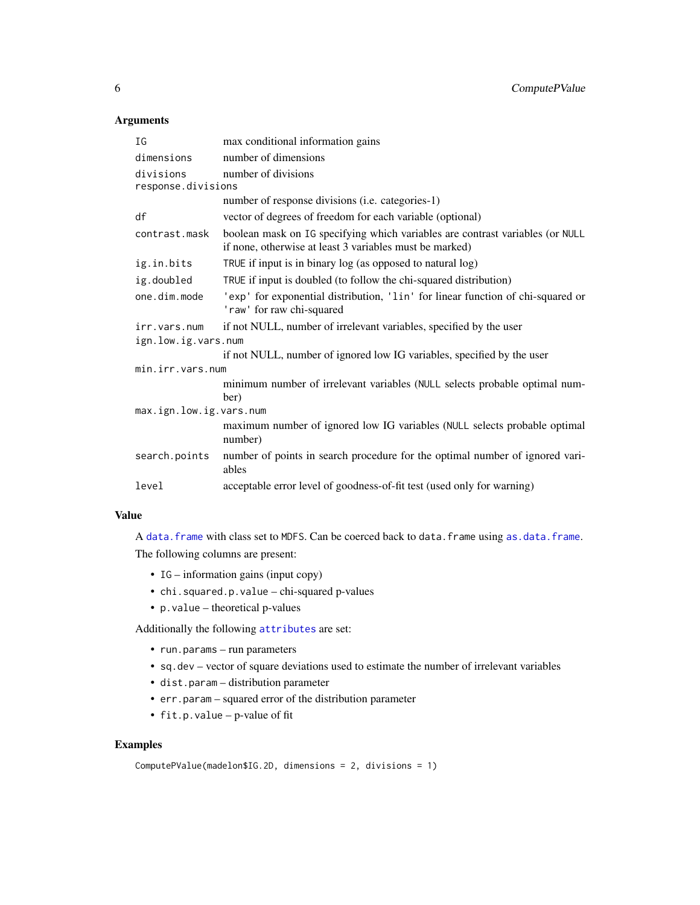### Arguments

| | |
|---|---|
| `IG` | max conditional information gains |
| `dimensions` | number of dimensions |
| `divisions` | number of divisions |
| `response.divisions` | number of response divisions (i.e. categories-1) |
| `df` | vector of degrees of freedom for each variable (optional) |
| `contrast.mask` | boolean mask on `IG` specifying which variables are contrast variables (or `NULL` if none, otherwise at least 3 variables must be marked) |
| `ig.in.bits` | `TRUE` if input is in binary log (as opposed to natural log) |
| `ig.doubled` | `TRUE` if input is doubled (to follow the chi-squared distribution) |
| `one.dim.mode` | `'exp'` for exponential distribution, `'lin'` for linear function of chi-squared or `'raw'` for raw chi-squared |
| `irr.vars.num` | if not NULL, number of irrelevant variables, specified by the user |
| `ign.low.ig.vars.num` | if not NULL, number of ignored low IG variables, specified by the user |
| `min.irr.vars.num` | minimum number of irrelevant variables (`NULL` selects probable optimal number) |
| `max.ign.low.ig.vars.num` | maximum number of ignored low IG variables (`NULL` selects probable optimal number) |
| `search.points` | number of points in search procedure for the optimal number of ignored variables |
| `level` | acceptable error level of goodness-of-fit test (used only for warning) |

### Value

A `data.frame` with class set to `MDFS`. Can be coerced back to `data.frame` using `as.data.frame`.

The following columns are present:

- `IG` – information gains (input copy)
- `chi.squared.p.value` – chi-squared p-values
- `p.value` – theoretical p-values

Additionally the following `attributes` are set:

- `run.params` – run parameters
- `sq.dev` – vector of square deviations used to estimate the number of irrelevant variables
- `dist.param` – distribution parameter
- `err.param` – squared error of the distribution parameter
- `fit.p.value` – p-value of fit

### Examples

```
ComputePValue(madelon$IG.2D, dimensions = 2, divisions = 1)
```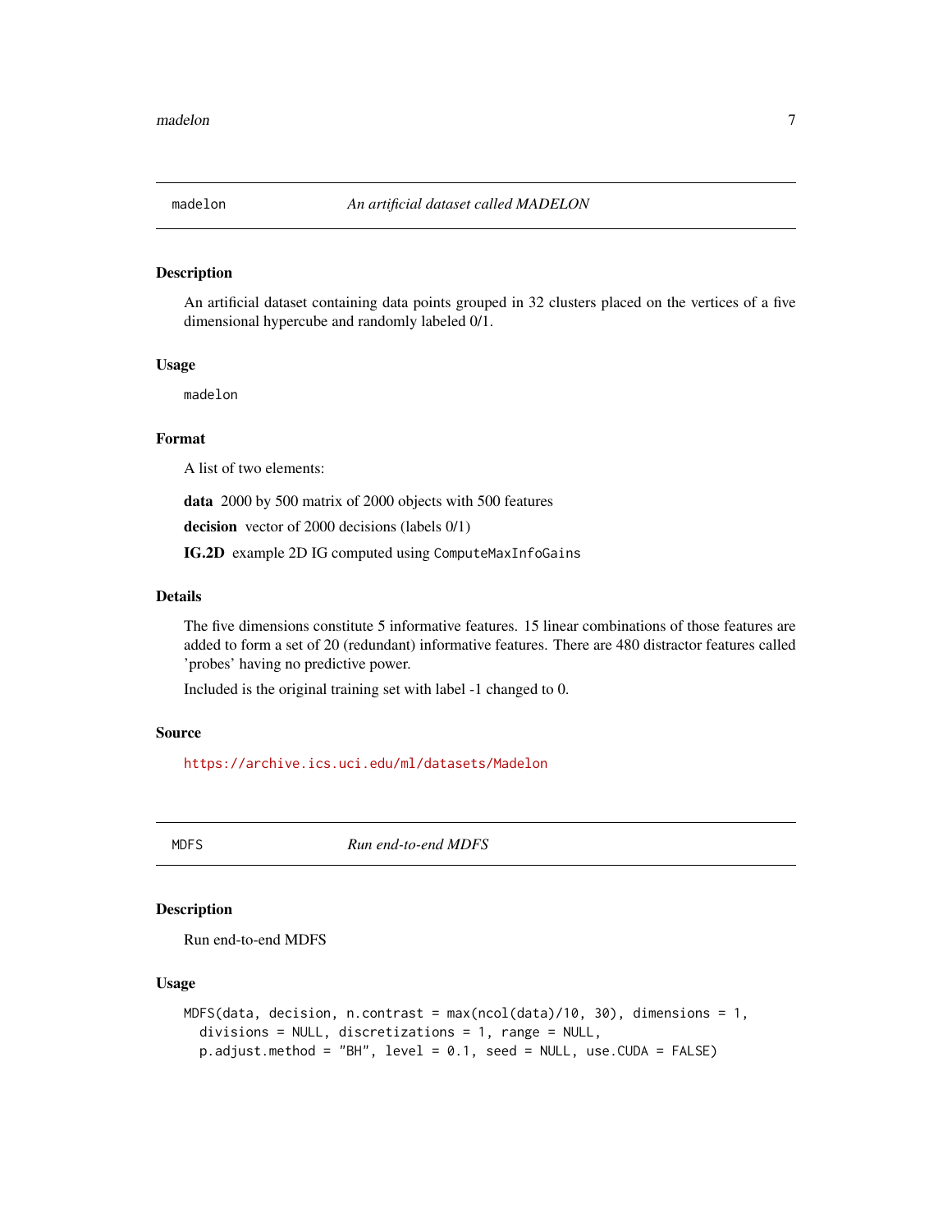## madelon — *An artificial dataset called MADELON*

### Description

An artificial dataset containing data points grouped in 32 clusters placed on the vertices of a five dimensional hypercube and randomly labeled 0/1.

### Usage

```
madelon
```

### Format

A list of two elements:

**data** 2000 by 500 matrix of 2000 objects with 500 features

**decision** vector of 2000 decisions (labels 0/1)

**IG.2D** example 2D IG computed using `ComputeMaxInfoGains`

### Details

The five dimensions constitute 5 informative features. 15 linear combinations of those features are added to form a set of 20 (redundant) informative features. There are 480 distractor features called 'probes' having no predictive power.

Included is the original training set with label -1 changed to 0.

### Source

https://archive.ics.uci.edu/ml/datasets/Madelon

## MDFS — *Run end-to-end MDFS*

### Description

Run end-to-end MDFS

### Usage

```
MDFS(data, decision, n.contrast = max(ncol(data)/10, 30), dimensions = 1,
  divisions = NULL, discretizations = 1, range = NULL,
  p.adjust.method = "BH", level = 0.1, seed = NULL, use.CUDA = FALSE)
```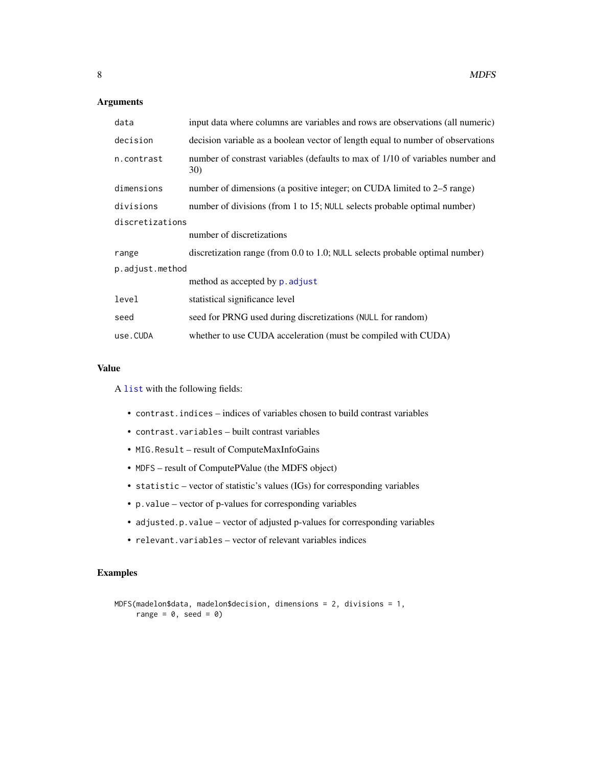## Arguments

| | |
|---|---|
| `data` | input data where columns are variables and rows are observations (all numeric) |
| `decision` | decision variable as a boolean vector of length equal to number of observations |
| `n.contrast` | number of constrast variables (defaults to max of 1/10 of variables number and 30) |
| `dimensions` | number of dimensions (a positive integer; on CUDA limited to 2–5 range) |
| `divisions` | number of divisions (from 1 to 15; `NULL` selects probable optimal number) |
| `discretizations` | number of discretizations |
| `range` | discretization range (from 0.0 to 1.0; `NULL` selects probable optimal number) |
| `p.adjust.method` | method as accepted by `p.adjust` |
| `level` | statistical significance level |
| `seed` | seed for PRNG used during discretizations (`NULL` for random) |
| `use.CUDA` | whether to use CUDA acceleration (must be compiled with CUDA) |

## Value

A `list` with the following fields:

- `contrast.indices` – indices of variables chosen to build contrast variables
- `contrast.variables` – built contrast variables
- `MIG.Result` – result of ComputeMaxInfoGains
- `MDFS` – result of ComputePValue (the MDFS object)
- `statistic` – vector of statistic's values (IGs) for corresponding variables
- `p.value` – vector of p-values for corresponding variables
- `adjusted.p.value` – vector of adjusted p-values for corresponding variables
- `relevant.variables` – vector of relevant variables indices

## Examples

```
MDFS(madelon$data, madelon$decision, dimensions = 2, divisions = 1,
     range = 0, seed = 0)
```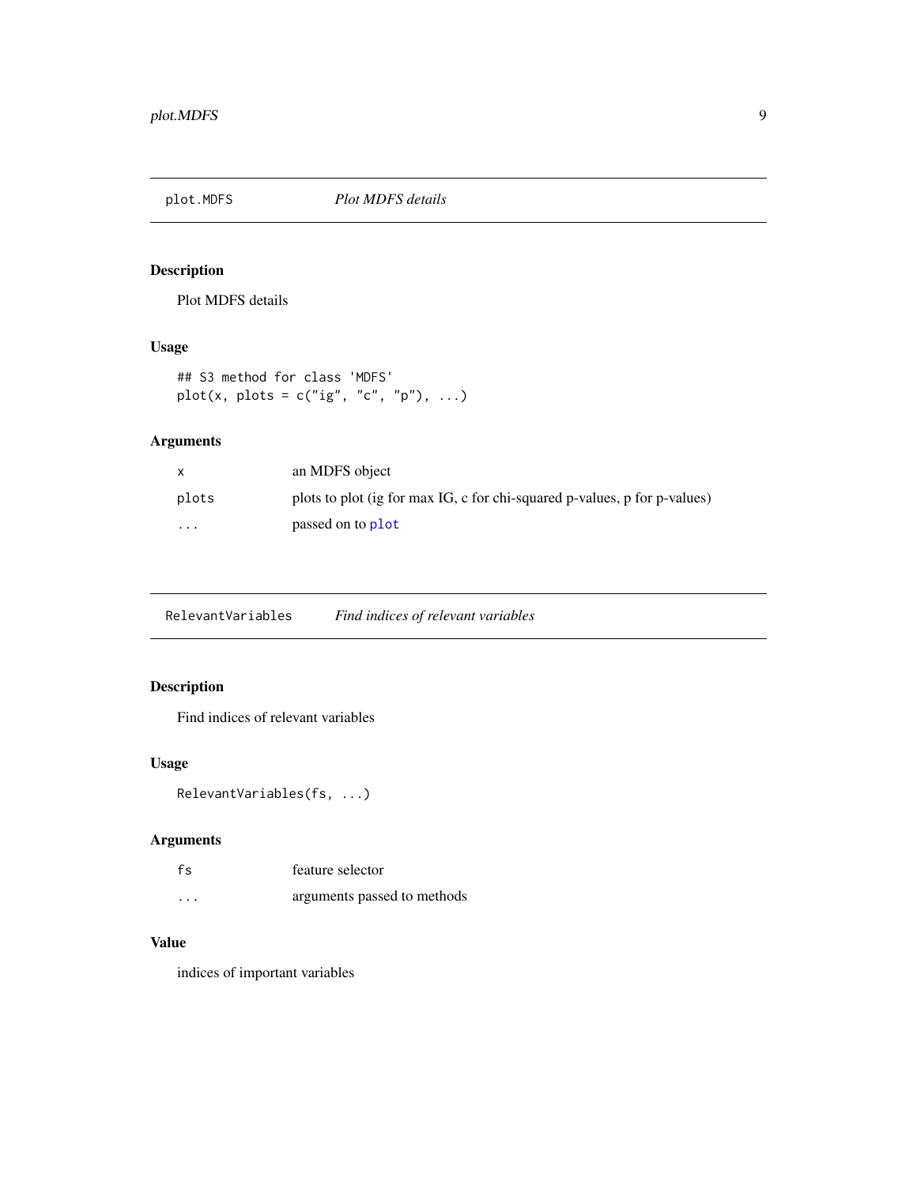## plot.MDFS *Plot MDFS details*

### Description

Plot MDFS details

### Usage

```
## S3 method for class 'MDFS'
plot(x, plots = c("ig", "c", "p"), ...)
```

### Arguments

| | |
|---|---|
| `x` | an MDFS object |
| `plots` | plots to plot (ig for max IG, c for chi-squared p-values, p for p-values) |
| `...` | passed on to `plot` |

## RelevantVariables *Find indices of relevant variables*

### Description

Find indices of relevant variables

### Usage

```
RelevantVariables(fs, ...)
```

### Arguments

| | |
|---|---|
| `fs` | feature selector |
| `...` | arguments passed to methods |

### Value

indices of important variables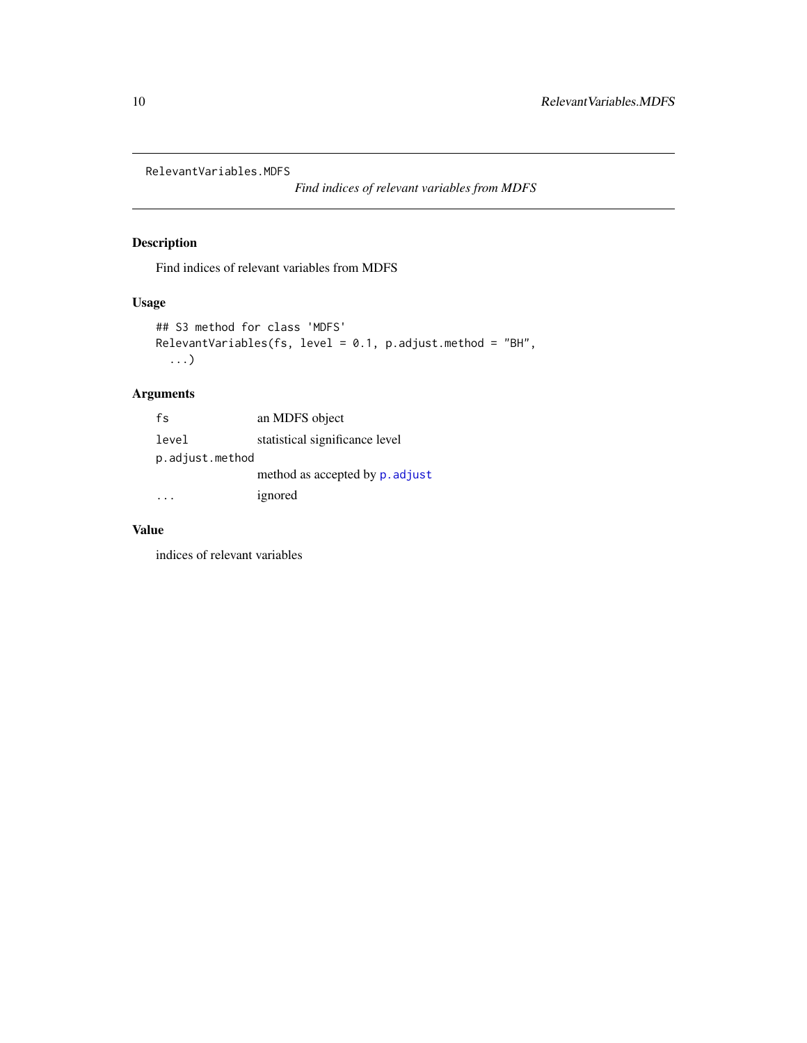RelevantVariables.MDFS

*Find indices of relevant variables from MDFS*

## Description

Find indices of relevant variables from MDFS

## Usage

```
## S3 method for class 'MDFS'
RelevantVariables(fs, level = 0.1, p.adjust.method = "BH",
  ...)
```

## Arguments

| | |
|---|---|
| fs | an MDFS object |
| level | statistical significance level |
| p.adjust.method | method as accepted by p.adjust |
| ... | ignored |

## Value

indices of relevant variables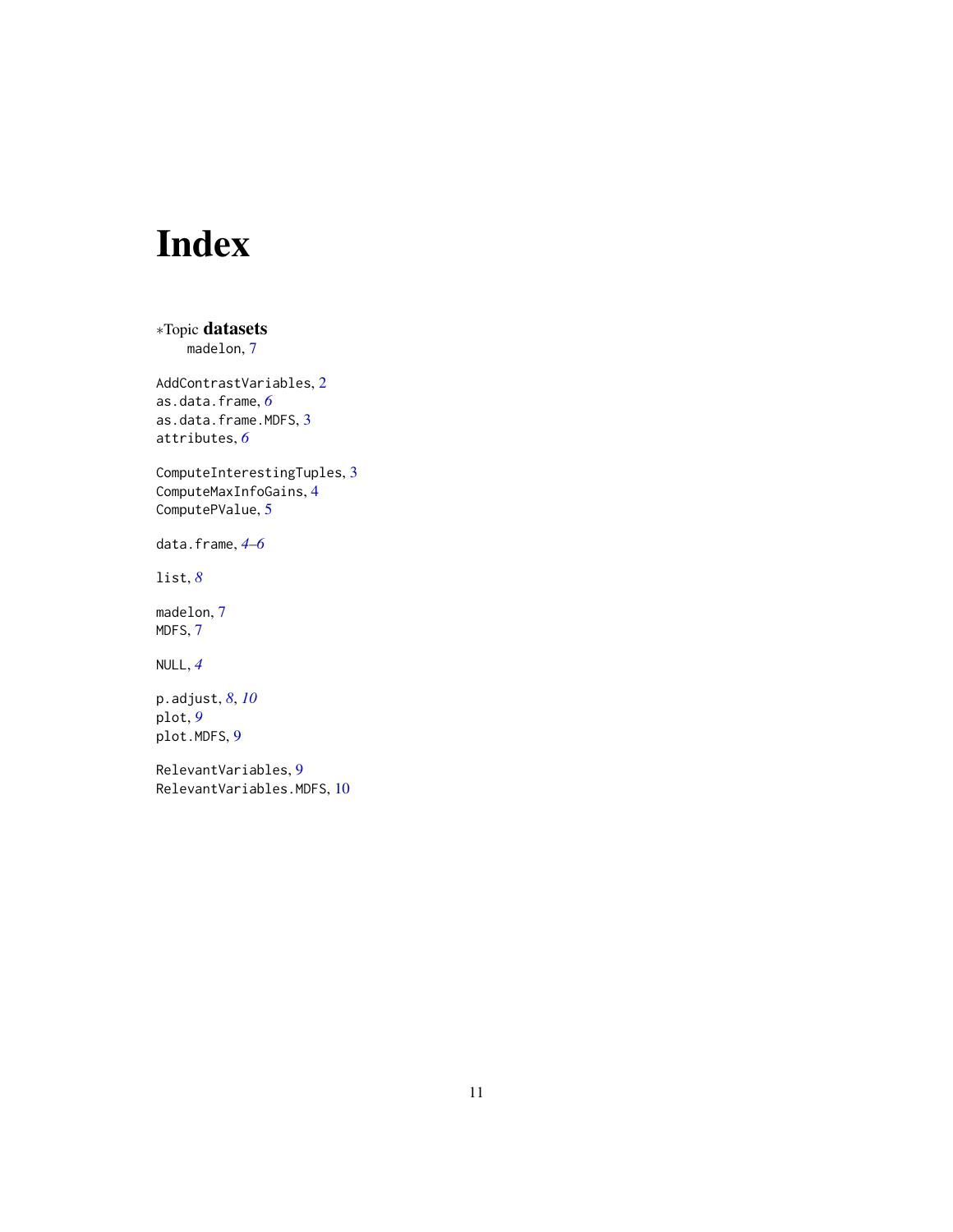# Index

∗Topic **datasets**

madelon, 7

AddContrastVariables, 2
as.data.frame, *6*
as.data.frame.MDFS, 3
attributes, *6*

ComputeInterestingTuples, 3
ComputeMaxInfoGains, 4
ComputePValue, 5

data.frame, *4–6*

list, *8*

madelon, 7
MDFS, 7

NULL, *4*

p.adjust, *8*, *10*
plot, *9*
plot.MDFS, 9

RelevantVariables, 9
RelevantVariables.MDFS, 10